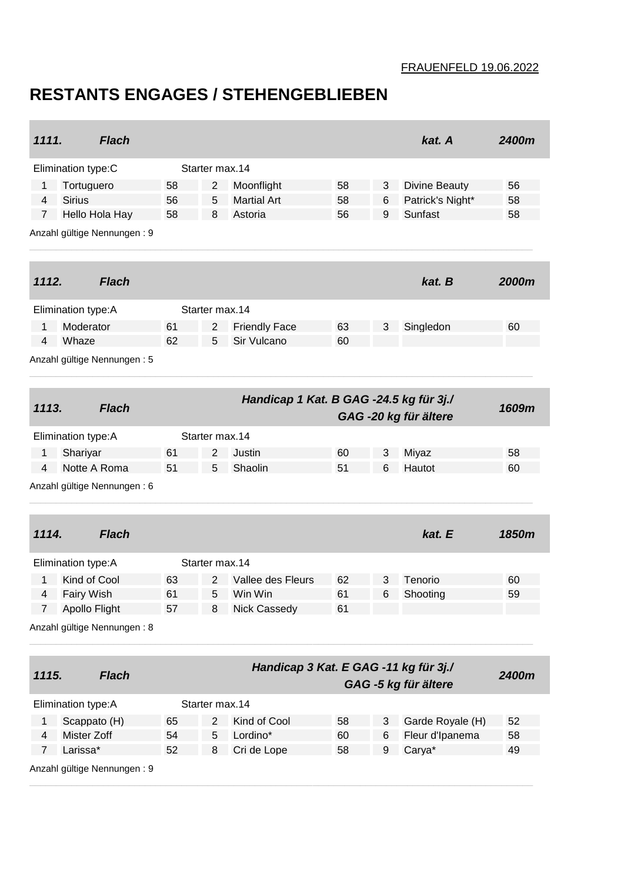FRAUENFELD 19.06.2022

# RESTANTS ENGAGES / STEHENGEBLIEBEN

## *1111. Flach* — *kat. A* — *2400m*

Elimination type:C — Starter max.14

| Nr. | Pferd | kg | Nr. | Pferd | kg | Nr. | Pferd | kg |
|---|---|---|---|---|---|---|---|---|
| 1 | Tortuguero | 58 | 2 | Moonflight | 58 | 3 | Divine Beauty | 56 |
| 4 | Sirius | 56 | 5 | Martial Art | 58 | 6 | Patrick's Night* | 58 |
| 7 | Hello Hola Hay | 58 | 8 | Astoria | 56 | 9 | Sunfast | 58 |

Anzahl gültige Nennungen : 9

## *1112. Flach* — *kat. B* — *2000m*

Elimination type:A — Starter max.14

| Nr. | Pferd | kg | Nr. | Pferd | kg | Nr. | Pferd | kg |
|---|---|---|---|---|---|---|---|---|
| 1 | Moderator | 61 | 2 | Friendly Face | 63 | 3 | Singledon | 60 |
| 4 | Whaze | 62 | 5 | Sir Vulcano | 60 | | | |

Anzahl gültige Nennungen : 5

## *1113. Flach* — *Handicap 1 Kat. B GAG -24.5 kg für 3j./ GAG -20 kg für ältere* — *1609m*

Elimination type:A — Starter max.14

| Nr. | Pferd | kg | Nr. | Pferd | kg | Nr. | Pferd | kg |
|---|---|---|---|---|---|---|---|---|
| 1 | Shariyar | 61 | 2 | Justin | 60 | 3 | Miyaz | 58 |
| 4 | Notte A Roma | 51 | 5 | Shaolin | 51 | 6 | Hautot | 60 |

Anzahl gültige Nennungen : 6

## *1114. Flach* — *kat. E* — *1850m*

Elimination type:A — Starter max.14

| Nr. | Pferd | kg | Nr. | Pferd | kg | Nr. | Pferd | kg |
|---|---|---|---|---|---|---|---|---|
| 1 | Kind of Cool | 63 | 2 | Vallee des Fleurs | 62 | 3 | Tenorio | 60 |
| 4 | Fairy Wish | 61 | 5 | Win Win | 61 | 6 | Shooting | 59 |
| 7 | Apollo Flight | 57 | 8 | Nick Cassedy | 61 | | | |

Anzahl gültige Nennungen : 8

## *1115. Flach* — *Handicap 3 Kat. E GAG -11 kg für 3j./ GAG -5 kg für ältere* — *2400m*

Elimination type:A — Starter max.14

| Nr. | Pferd | kg | Nr. | Pferd | kg | Nr. | Pferd | kg |
|---|---|---|---|---|---|---|---|---|
| 1 | Scappato (H) | 65 | 2 | Kind of Cool | 58 | 3 | Garde Royale (H) | 52 |
| 4 | Mister Zoff | 54 | 5 | Lordino* | 60 | 6 | Fleur d'Ipanema | 58 |
| 7 | Larissa* | 52 | 8 | Cri de Lope | 58 | 9 | Carya* | 49 |

Anzahl gültige Nennungen : 9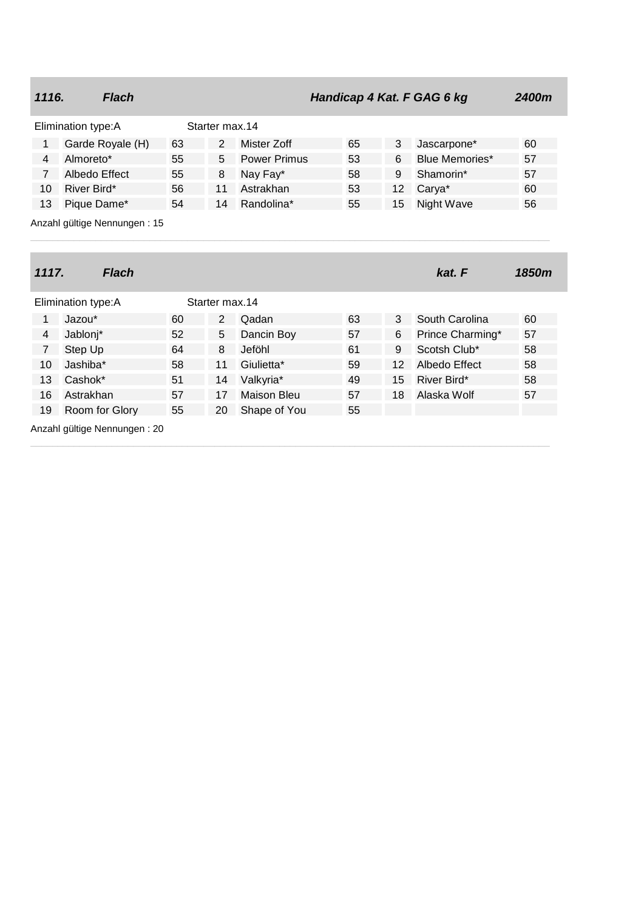## *1116. Flach* — *Handicap 4 Kat. F GAG 6 kg* — *2400m*

Elimination type:A — Starter max.14

| | | | | | | | | |
|---|---|---|---|---|---|---|---|---|
| 1 | Garde Royale (H) | 63 | 2 | Mister Zoff | 65 | 3 | Jascarpone* | 60 |
| 4 | Almoreto* | 55 | 5 | Power Primus | 53 | 6 | Blue Memories* | 57 |
| 7 | Albedo Effect | 55 | 8 | Nay Fay* | 58 | 9 | Shamorin* | 57 |
| 10 | River Bird* | 56 | 11 | Astrakhan | 53 | 12 | Carya* | 60 |
| 13 | Pique Dame* | 54 | 14 | Randolina* | 55 | 15 | Night Wave | 56 |

Anzahl gültige Nennungen : 15

## *1117. Flach* — *kat. F* — *1850m*

Elimination type:A — Starter max.14

| | | | | | | | | |
|---|---|---|---|---|---|---|---|---|
| 1 | Jazou* | 60 | 2 | Qadan | 63 | 3 | South Carolina | 60 |
| 4 | Jablonj* | 52 | 5 | Dancin Boy | 57 | 6 | Prince Charming* | 57 |
| 7 | Step Up | 64 | 8 | Jeföhl | 61 | 9 | Scotsh Club* | 58 |
| 10 | Jashiba* | 58 | 11 | Giulietta* | 59 | 12 | Albedo Effect | 58 |
| 13 | Cashok* | 51 | 14 | Valkyria* | 49 | 15 | River Bird* | 58 |
| 16 | Astrakhan | 57 | 17 | Maison Bleu | 57 | 18 | Alaska Wolf | 57 |
| 19 | Room for Glory | 55 | 20 | Shape of You | 55 | | | |

Anzahl gültige Nennungen : 20